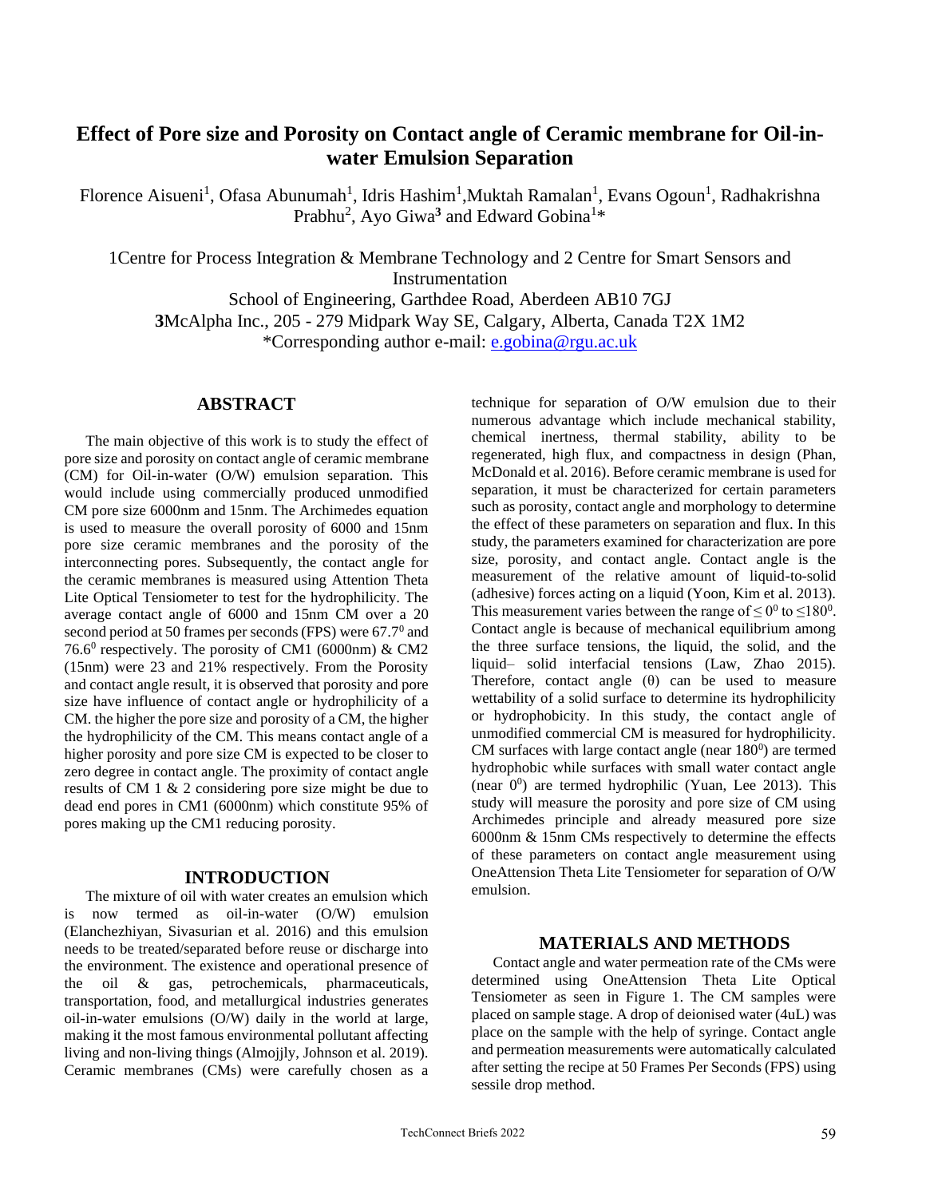# Effect of Pore size and Porosity on Contact angle of Ceramic membrane for Oil-in-water Emulsion Separation

Florence Aisueni[1], Ofasa Abunumah[1], Idris Hashim[1], Muktah Ramalan[1], Evans Ogoun[1], Radhakrishna Prabhu[2], Ayo Giwa[3] and Edward Gobina[1]*

1Centre for Process Integration & Membrane Technology and 2 Centre for Smart Sensors and Instrumentation
School of Engineering, Garthdee Road, Aberdeen AB10 7GJ
**3**McAlpha Inc., 205 - 279 Midpark Way SE, Calgary, Alberta, Canada T2X 1M2
*Corresponding author e-mail: e.gobina@rgu.ac.uk

## ABSTRACT

The main objective of this work is to study the effect of pore size and porosity on contact angle of ceramic membrane (CM) for Oil-in-water (O/W) emulsion separation. This would include using commercially produced unmodified CM pore size 6000nm and 15nm. The Archimedes equation is used to measure the overall porosity of 6000 and 15nm pore size ceramic membranes and the porosity of the interconnecting pores. Subsequently, the contact angle for the ceramic membranes is measured using Attention Theta Lite Optical Tensiometer to test for the hydrophilicity. The average contact angle of 6000 and 15nm CM over a 20 second period at 50 frames per seconds (FPS) were $67.7^0$ and $76.6^0$ respectively. The porosity of CM1 (6000nm) & CM2 (15nm) were 23 and 21% respectively. From the Porosity and contact angle result, it is observed that porosity and pore size have influence of contact angle or hydrophilicity of a CM. the higher the pore size and porosity of a CM, the higher the hydrophilicity of the CM. This means contact angle of a higher porosity and pore size CM is expected to be closer to zero degree in contact angle. The proximity of contact angle results of CM 1 & 2 considering pore size might be due to dead end pores in CM1 (6000nm) which constitute 95% of pores making up the CM1 reducing porosity.

## INTRODUCTION

The mixture of oil with water creates an emulsion which is now termed as oil-in-water (O/W) emulsion (Elanchezhiyan, Sivasurian et al. 2016) and this emulsion needs to be treated/separated before reuse or discharge into the environment. The existence and operational presence of the oil & gas, petrochemicals, pharmaceuticals, transportation, food, and metallurgical industries generates oil-in-water emulsions (O/W) daily in the world at large, making it the most famous environmental pollutant affecting living and non-living things (Almojjly, Johnson et al. 2019). Ceramic membranes (CMs) were carefully chosen as a technique for separation of O/W emulsion due to their numerous advantage which include mechanical stability, chemical inertness, thermal stability, ability to be regenerated, high flux, and compactness in design (Phan, McDonald et al. 2016). Before ceramic membrane is used for separation, it must be characterized for certain parameters such as porosity, contact angle and morphology to determine the effect of these parameters on separation and flux. In this study, the parameters examined for characterization are pore size, porosity, and contact angle. Contact angle is the measurement of the relative amount of liquid-to-solid (adhesive) forces acting on a liquid (Yoon, Kim et al. 2013). This measurement varies between the range of $\leq 0^0$ to $\leq 180^0$. Contact angle is because of mechanical equilibrium among the three surface tensions, the liquid, the solid, and the liquid– solid interfacial tensions (Law, Zhao 2015). Therefore, contact angle (θ) can be used to measure wettability of a solid surface to determine its hydrophilicity or hydrophobicity. In this study, the contact angle of unmodified commercial CM is measured for hydrophilicity. CM surfaces with large contact angle (near $180^0$) are termed hydrophobic while surfaces with small water contact angle (near $0^0$) are termed hydrophilic (Yuan, Lee 2013). This study will measure the porosity and pore size of CM using Archimedes principle and already measured pore size 6000nm & 15nm CMs respectively to determine the effects of these parameters on contact angle measurement using OneAttension Theta Lite Tensiometer for separation of O/W emulsion.

## MATERIALS AND METHODS

Contact angle and water permeation rate of the CMs were determined using OneAttension Theta Lite Optical Tensiometer as seen in Figure 1. The CM samples were placed on sample stage. A drop of deionised water (4uL) was place on the sample with the help of syringe. Contact angle and permeation measurements were automatically calculated after setting the recipe at 50 Frames Per Seconds (FPS) using sessile drop method.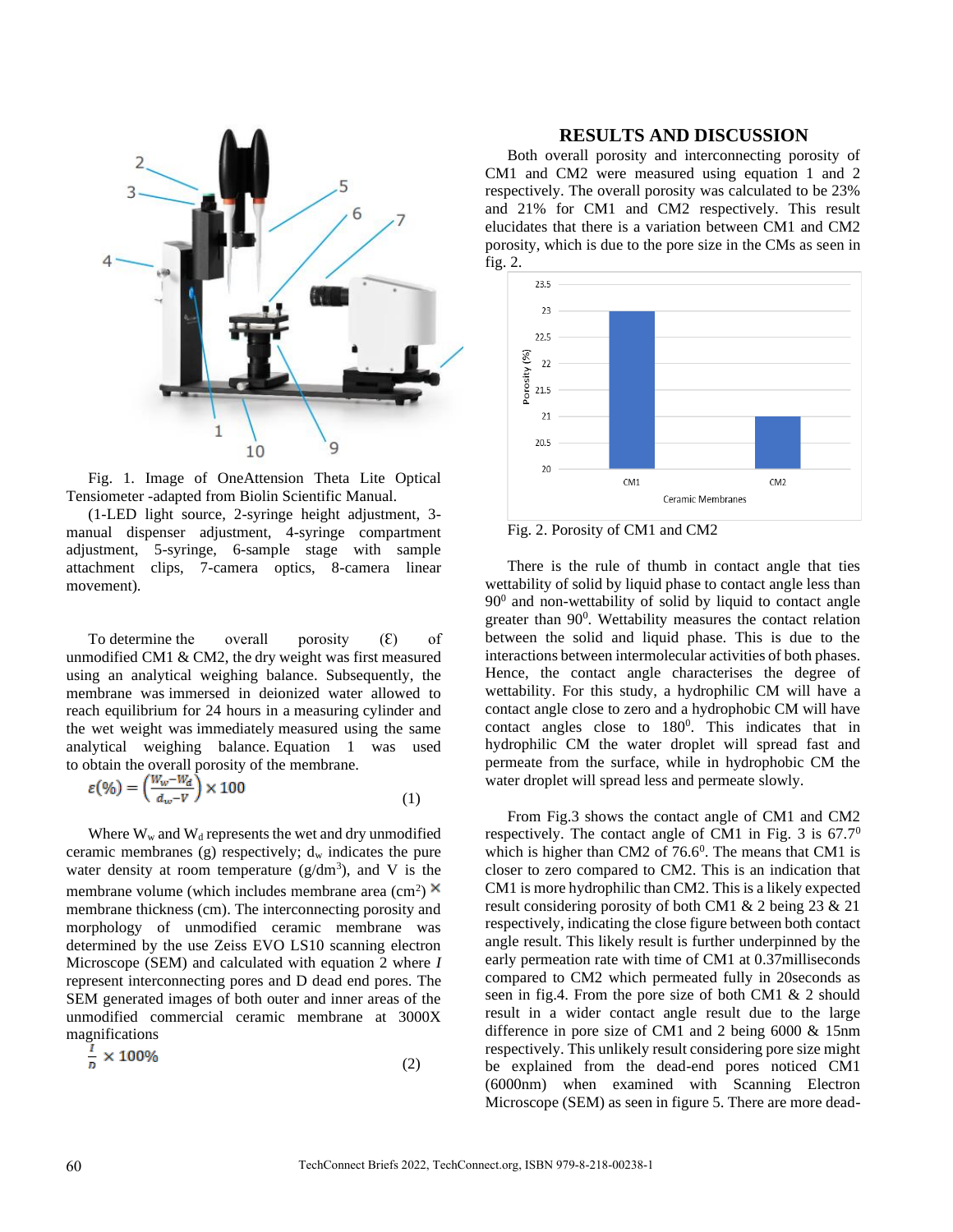Fig. 1. Image of OneAttension Theta Lite Optical Tensiometer -adapted from Biolin Scientific Manual.

(1-LED light source, 2-syringe height adjustment, 3-manual dispenser adjustment, 4-syringe compartment adjustment, 5-syringe, 6-sample stage with sample attachment clips, 7-camera optics, 8-camera linear movement).

To determine the overall porosity (Ɛ) of unmodified CM1 & CM2, the dry weight was first measured using an analytical weighing balance. Subsequently, the membrane was immersed in deionized water allowed to reach equilibrium for 24 hours in a measuring cylinder and the wet weight was immediately measured using the same analytical weighing balance. Equation 1 was used to obtain the overall porosity of the membrane.

$$\varepsilon(\%) = \left(\frac{W_w - W_d}{d_w - V}\right) \times 100 \qquad (1)$$

Where $W_w$ and $W_d$ represents the wet and dry unmodified ceramic membranes (g) respectively; $d_w$ indicates the pure water density at room temperature (g/dm$^3$), and V is the membrane volume (which includes membrane area (cm$^2$) × membrane thickness (cm). The interconnecting porosity and morphology of unmodified ceramic membrane was determined by the use Zeiss EVO LS10 scanning electron Microscope (SEM) and calculated with equation 2 where *I* represent interconnecting pores and D dead end pores. The SEM generated images of both outer and inner areas of the unmodified commercial ceramic membrane at 3000X magnifications

$$\frac{I}{D} \times 100\% \qquad (2)$$

## RESULTS AND DISCUSSION

Both overall porosity and interconnecting porosity of CM1 and CM2 were measured using equation 1 and 2 respectively. The overall porosity was calculated to be 23% and 21% for CM1 and CM2 respectively. This result elucidates that there is a variation between CM1 and CM2 porosity, which is due to the pore size in the CMs as seen in fig. 2.

Fig. 2. Porosity of CM1 and CM2

There is the rule of thumb in contact angle that ties wettability of solid by liquid phase to contact angle less than 90$^0$ and non-wettability of solid by liquid to contact angle greater than 90$^0$. Wettability measures the contact relation between the solid and liquid phase. This is due to the interactions between intermolecular activities of both phases. Hence, the contact angle characterises the degree of wettability. For this study, a hydrophilic CM will have a contact angle close to zero and a hydrophobic CM will have contact angles close to 180$^0$. This indicates that in hydrophilic CM the water droplet will spread fast and permeate from the surface, while in hydrophobic CM the water droplet will spread less and permeate slowly.

From Fig.3 shows the contact angle of CM1 and CM2 respectively. The contact angle of CM1 in Fig. 3 is 67.7$^0$ which is higher than CM2 of 76.6$^0$. The means that CM1 is closer to zero compared to CM2. This is an indication that CM1 is more hydrophilic than CM2. This is a likely expected result considering porosity of both CM1 & 2 being 23 & 21 respectively, indicating the close figure between both contact angle result. This likely result is further underpinned by the early permeation rate with time of CM1 at 0.37milliseconds compared to CM2 which permeated fully in 20seconds as seen in fig.4. From the pore size of both CM1 & 2 should result in a wider contact angle result due to the large difference in pore size of CM1 and 2 being 6000 & 15nm respectively. This unlikely result considering pore size might be explained from the dead-end pores noticed CM1 (6000nm) when examined with Scanning Electron Microscope (SEM) as seen in figure 5. There are more dead-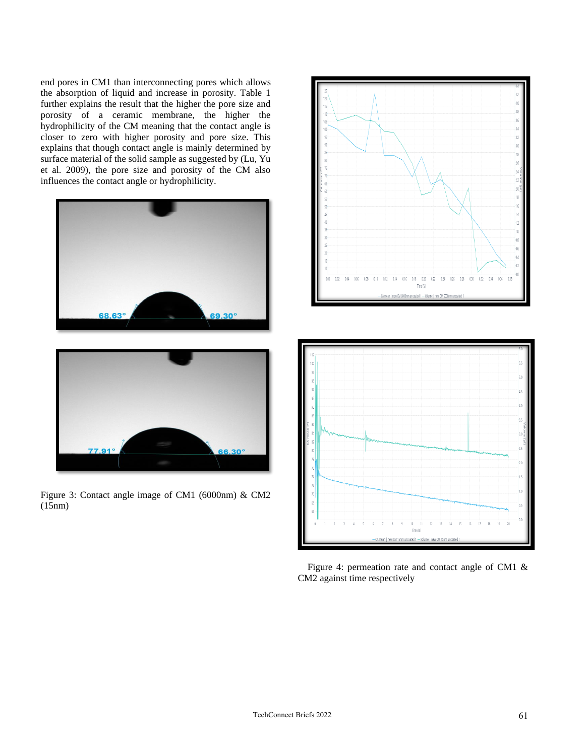end pores in CM1 than interconnecting pores which allows the absorption of liquid and increase in porosity. Table 1 further explains the result that the higher the pore size and porosity of a ceramic membrane, the higher the hydrophilicity of the CM meaning that the contact angle is closer to zero with higher porosity and pore size. This explains that though contact angle is mainly determined by surface material of the solid sample as suggested by (Lu, Yu et al. 2009), the pore size and porosity of the CM also influences the contact angle or hydrophilicity.

Figure 3: Contact angle image of CM1 (6000nm) & CM2 (15nm)

Figure 4: permeation rate and contact angle of CM1 & CM2 against time respectively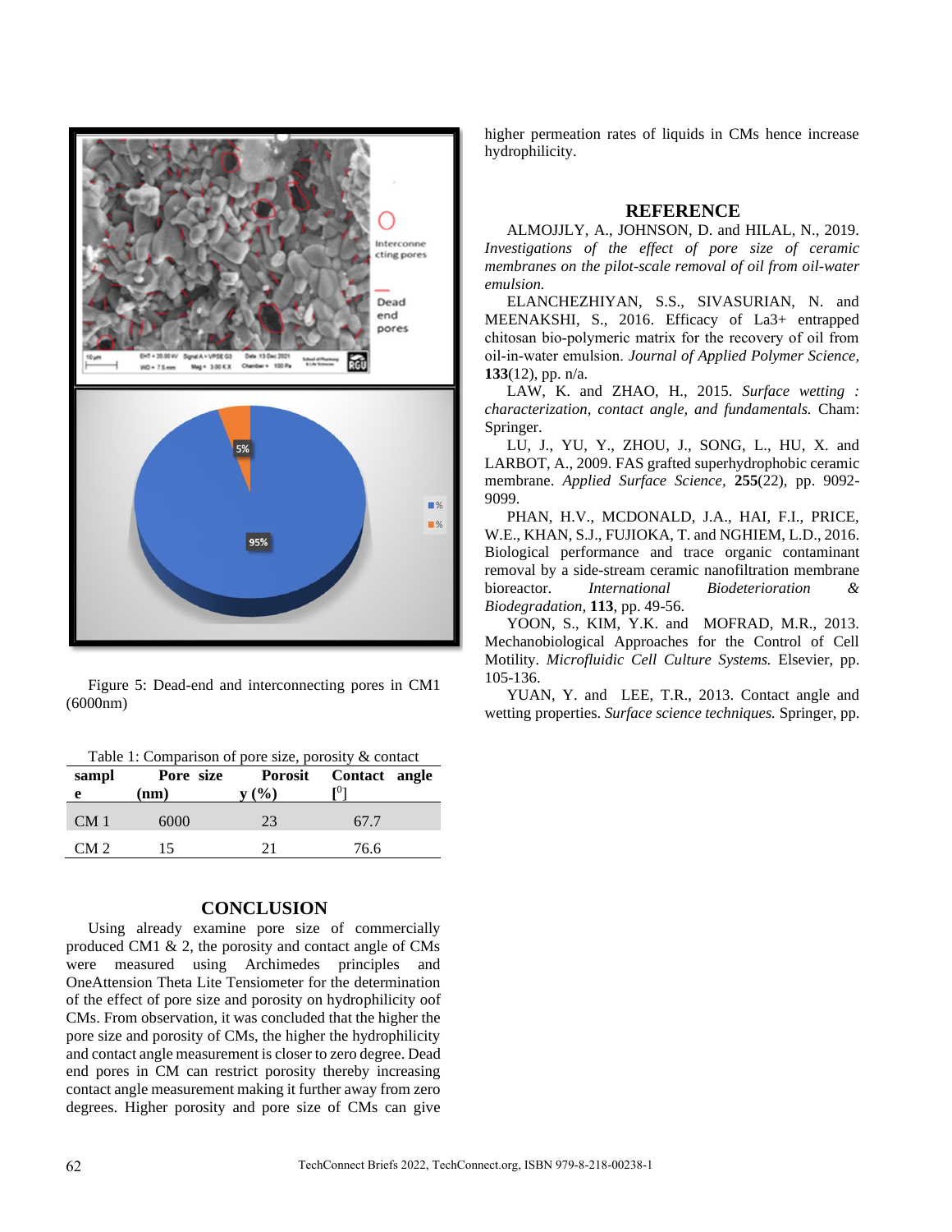Interconne cting pores

Dead end pores

10 µm EHT = 20.00 kV Signal A = VPSE G3 Date :13 Dec 2021 WD = 7.5 mm Mag = 3.00 K X Chamber = 100 Pa

5%

95%

%

%

Figure 5: Dead-end and interconnecting pores in CM1 (6000nm)

Table 1: Comparison of pore size, porosity & contact

| sample | Pore size (nm) | Porosity (%) | Contact angle [$^0$] |
|---|---|---|---|
| CM 1 | 6000 | 23 | 67.7 |
| CM 2 | 15 | 21 | 76.6 |

## CONCLUSION

Using already examine pore size of commercially produced CM1 & 2, the porosity and contact angle of CMs were measured using Archimedes principles and OneAttension Theta Lite Tensiometer for the determination of the effect of pore size and porosity on hydrophilicity oof CMs. From observation, it was concluded that the higher the pore size and porosity of CMs, the higher the hydrophilicity and contact angle measurement is closer to zero degree. Dead end pores in CM can restrict porosity thereby increasing contact angle measurement making it further away from zero degrees. Higher porosity and pore size of CMs can give higher permeation rates of liquids in CMs hence increase hydrophilicity.

## REFERENCE

ALMOJJLY, A., JOHNSON, D. and HILAL, N., 2019. *Investigations of the effect of pore size of ceramic membranes on the pilot-scale removal of oil from oil-water emulsion.*

ELANCHEZHIYAN, S.S., SIVASURIAN, N. and MEENAKSHI, S., 2016. Efficacy of La3+ entrapped chitosan bio-polymeric matrix for the recovery of oil from oil-in-water emulsion. *Journal of Applied Polymer Science,* **133**(12), pp. n/a.

LAW, K. and ZHAO, H., 2015. *Surface wetting : characterization, contact angle, and fundamentals.* Cham: Springer.

LU, J., YU, Y., ZHOU, J., SONG, L., HU, X. and LARBOT, A., 2009. FAS grafted superhydrophobic ceramic membrane. *Applied Surface Science,* **255**(22), pp. 9092-9099.

PHAN, H.V., MCDONALD, J.A., HAI, F.I., PRICE, W.E., KHAN, S.J., FUJIOKA, T. and NGHIEM, L.D., 2016. Biological performance and trace organic contaminant removal by a side-stream ceramic nanofiltration membrane bioreactor. *International Biodeterioration & Biodegradation,* **113**, pp. 49-56.

YOON, S., KIM, Y.K. and MOFRAD, M.R., 2013. Mechanobiological Approaches for the Control of Cell Motility. *Microfluidic Cell Culture Systems.* Elsevier, pp. 105-136.

YUAN, Y. and LEE, T.R., 2013. Contact angle and wetting properties. *Surface science techniques.* Springer, pp.